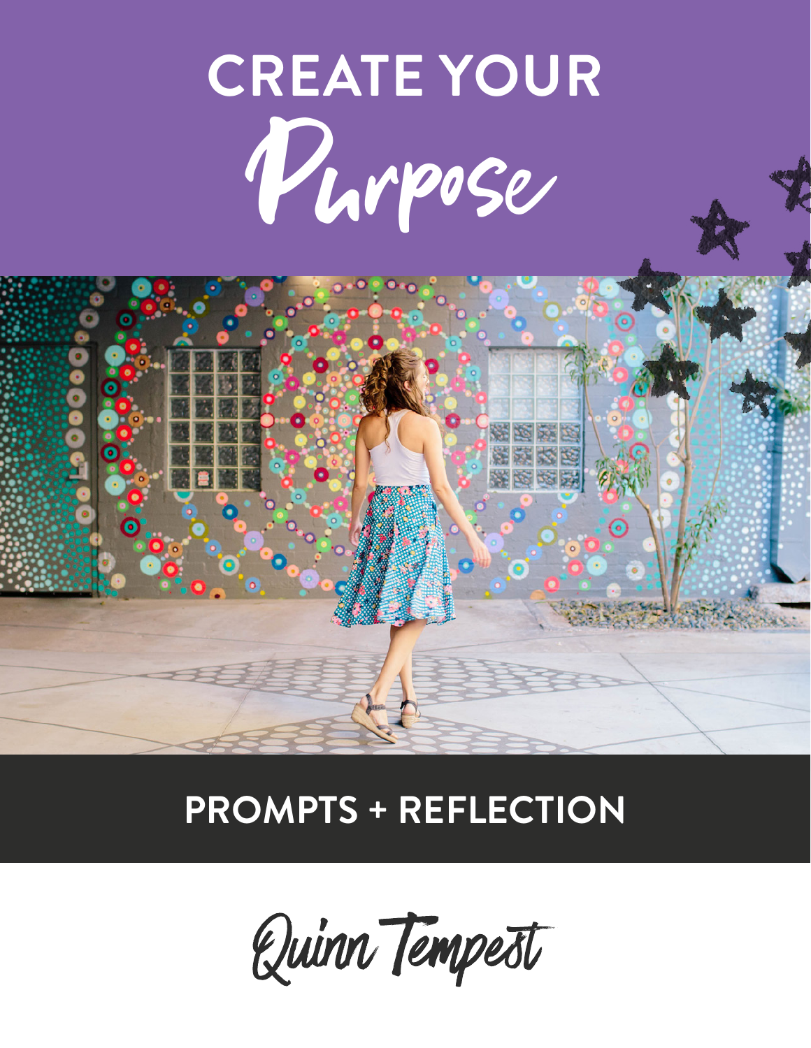# CREATE YOUR *Purpose*

## PROMPTS + REFLECTION

Quinn Tempest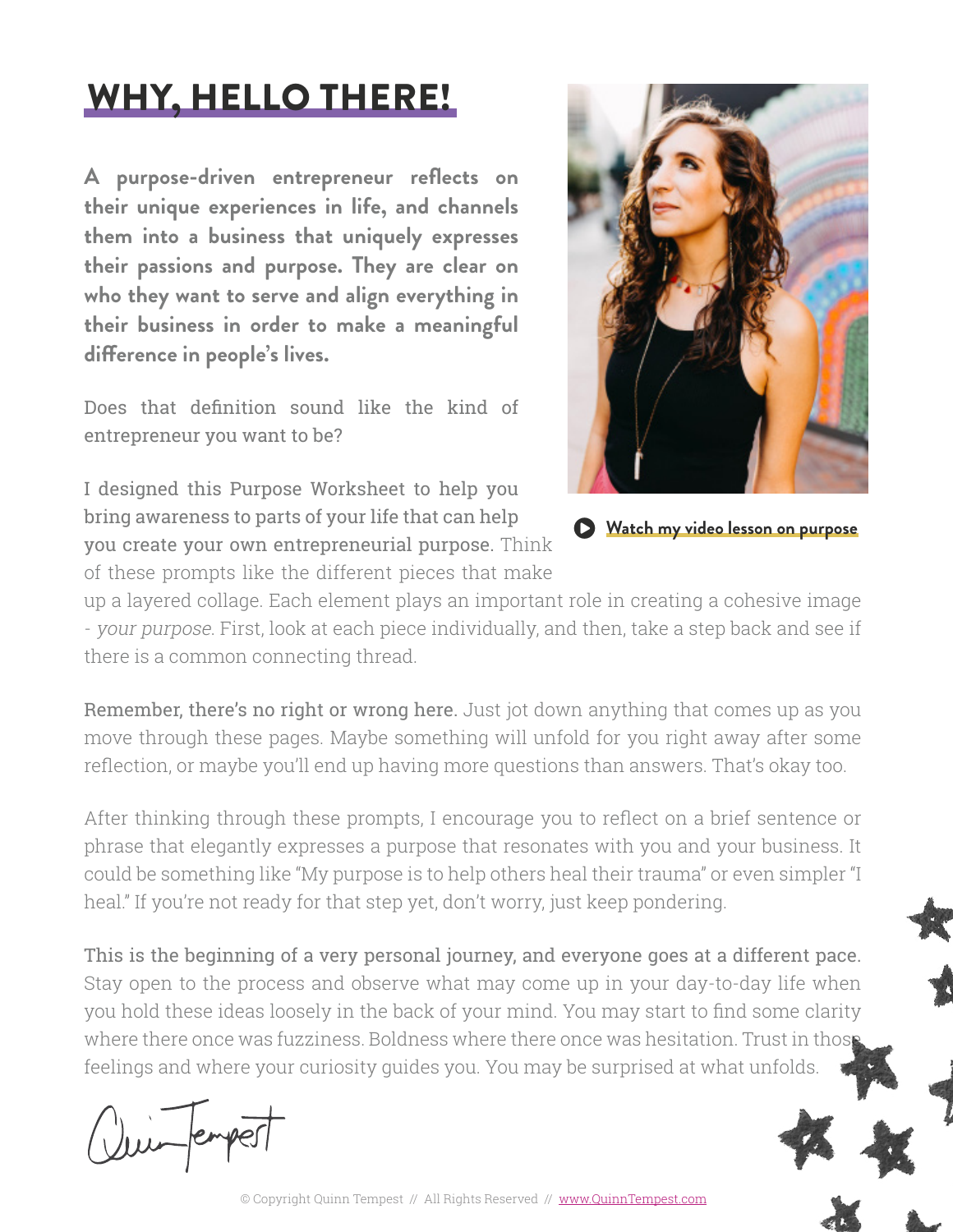# WHY, HELLO THERE!

**A purpose-driven entrepreneur reflects on their unique experiences in life, and channels them into a business that uniquely expresses their passions and purpose. They are clear on who they want to serve and align everything in their business in order to make a meaningful difference in people's lives.**

Does that definition sound like the kind of entrepreneur you want to be?

Watch my video lesson on purpose

I designed this Purpose Worksheet to help you bring awareness to parts of your life that can help you create your own entrepreneurial purpose. Think of these prompts like the different pieces that make up a layered collage. Each element plays an important role in creating a cohesive image - *your purpose*. First, look at each piece individually, and then, take a step back and see if there is a common connecting thread.

Remember, there's no right or wrong here. Just jot down anything that comes up as you move through these pages. Maybe something will unfold for you right away after some reflection, or maybe you'll end up having more questions than answers. That's okay too.

After thinking through these prompts, I encourage you to reflect on a brief sentence or phrase that elegantly expresses a purpose that resonates with you and your business. It could be something like "My purpose is to help others heal their trauma" or even simpler "I heal." If you're not ready for that step yet, don't worry, just keep pondering.

This is the beginning of a very personal journey, and everyone goes at a different pace. Stay open to the process and observe what may come up in your day-to-day life when you hold these ideas loosely in the back of your mind. You may start to find some clarity where there once was fuzziness. Boldness where there once was hesitation. Trust in those feelings and where your curiosity guides you. You may be surprised at what unfolds.

Quinn Tempest

© Copyright Quinn Tempest // All Rights Reserved // www.QuinnTempest.com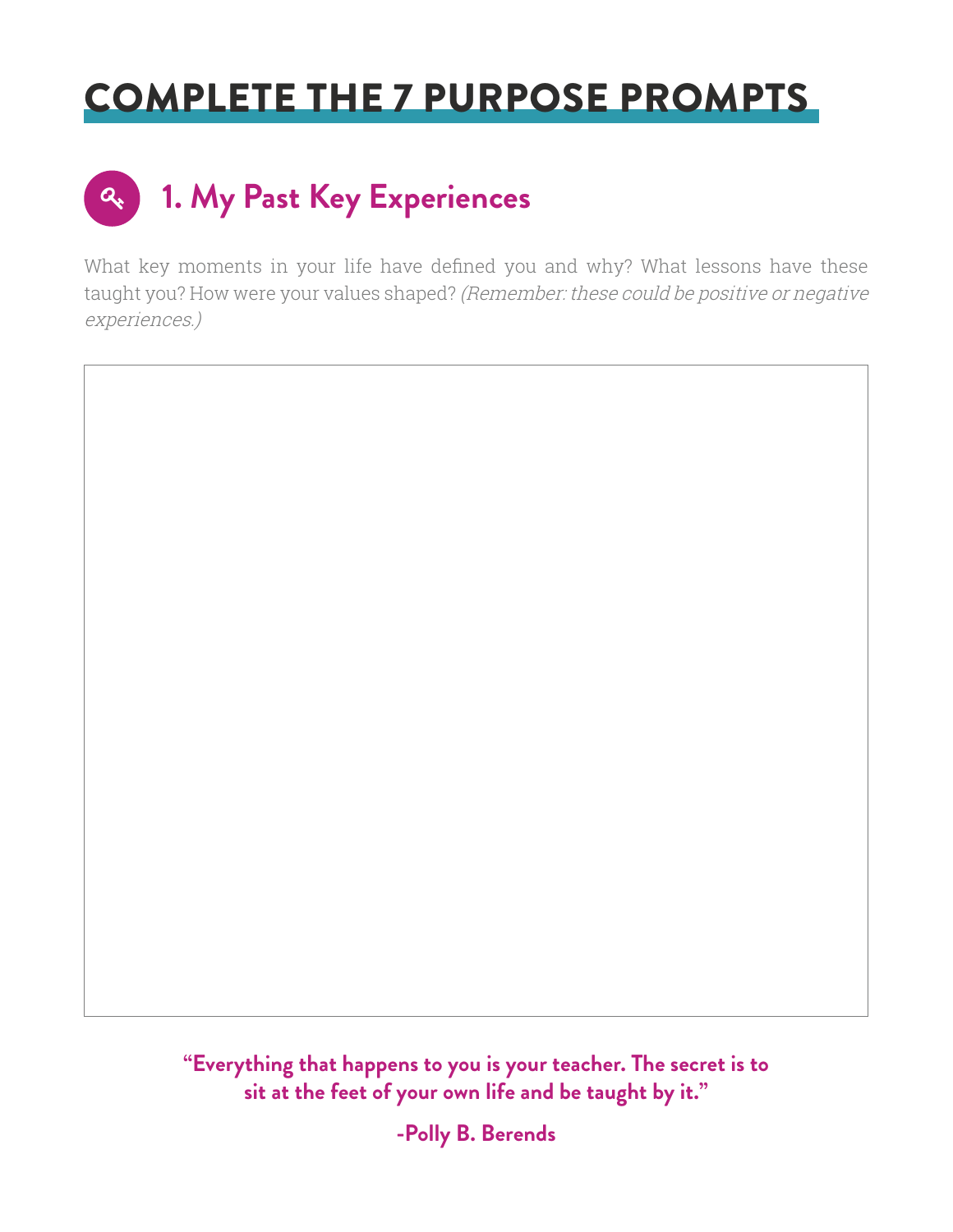# COMPLETE THE 7 PURPOSE PROMPTS

## 1. My Past Key Experiences

What key moments in your life have defined you and why? What lessons have these taught you? How were your values shaped? *(Remember: these could be positive or negative experiences.)*

**"Everything that happens to you is your teacher. The secret is to sit at the feet of your own life and be taught by it."**

**-Polly B. Berends**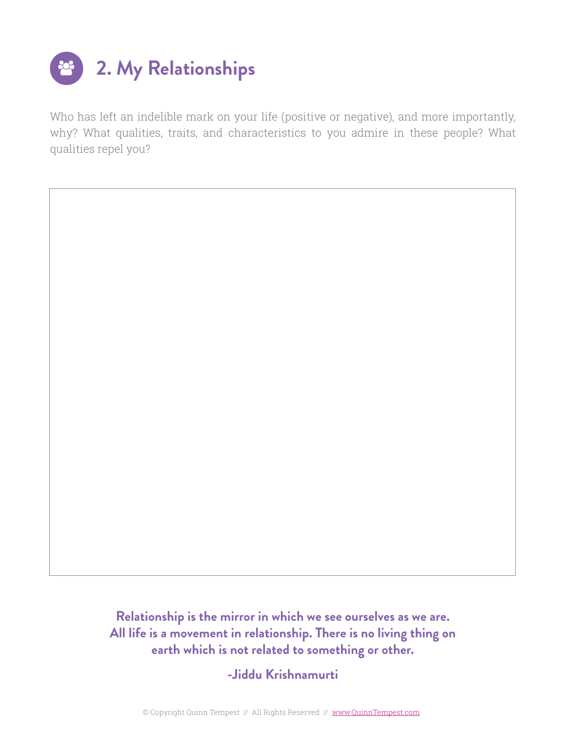## 2. My Relationships

Who has left an indelible mark on your life (positive or negative), and more importantly, why? What qualities, traits, and characteristics to you admire in these people? What qualities repel you?

**Relationship is the mirror in which we see ourselves as we are. All life is a movement in relationship. There is no living thing on earth which is not related to something or other.**

**-Jiddu Krishnamurti**

© Copyright Quinn Tempest // All Rights Reserved // www.QuinnTempest.com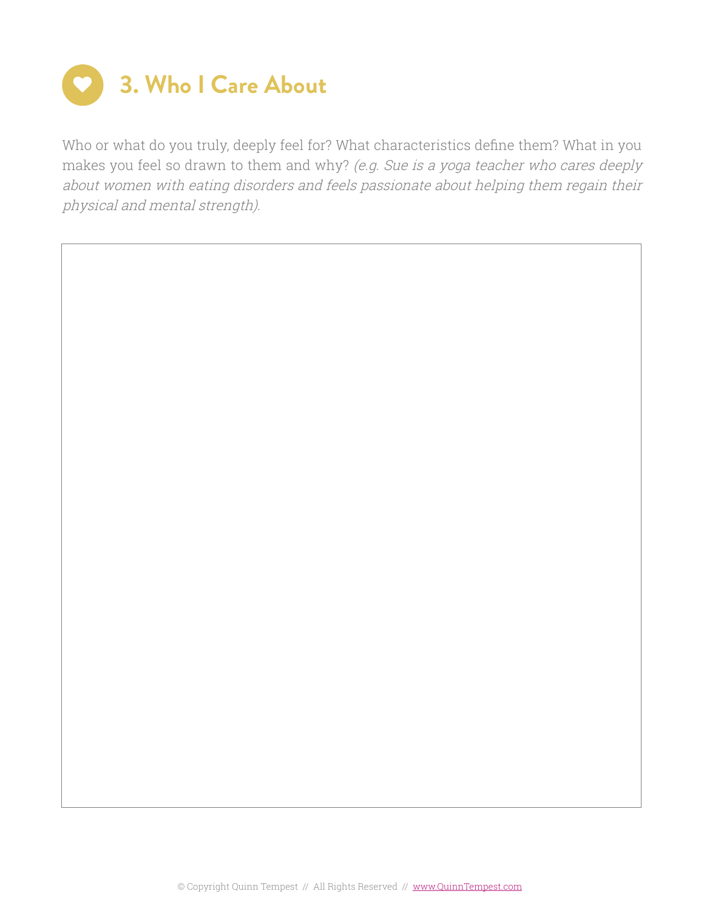# 3. Who I Care About

Who or what do you truly, deeply feel for? What characteristics define them? What in you makes you feel so drawn to them and why? *(e.g. Sue is a yoga teacher who cares deeply about women with eating disorders and feels passionate about helping them regain their physical and mental strength).*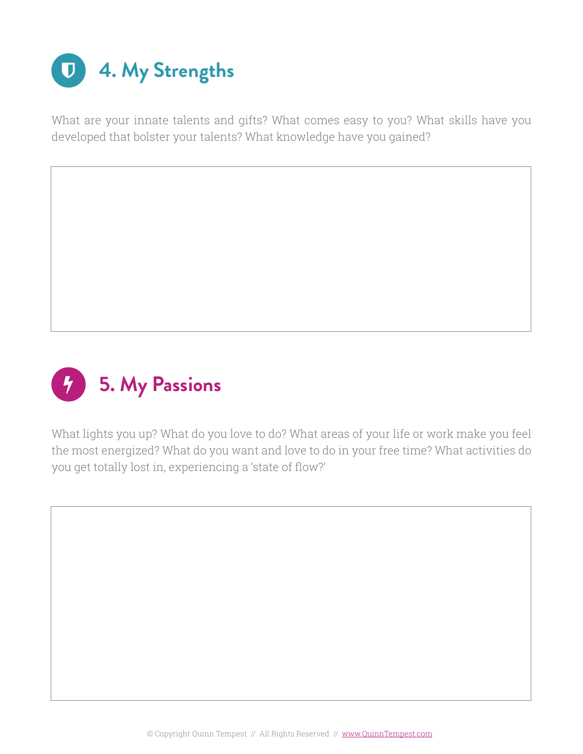## 4. My Strengths

What are your innate talents and gifts? What comes easy to you? What skills have you developed that bolster your talents? What knowledge have you gained?

## 5. My Passions

What lights you up? What do you love to do? What areas of your life or work make you feel the most energized? What do you want and love to do in your free time? What activities do you get totally lost in, experiencing a 'state of flow?'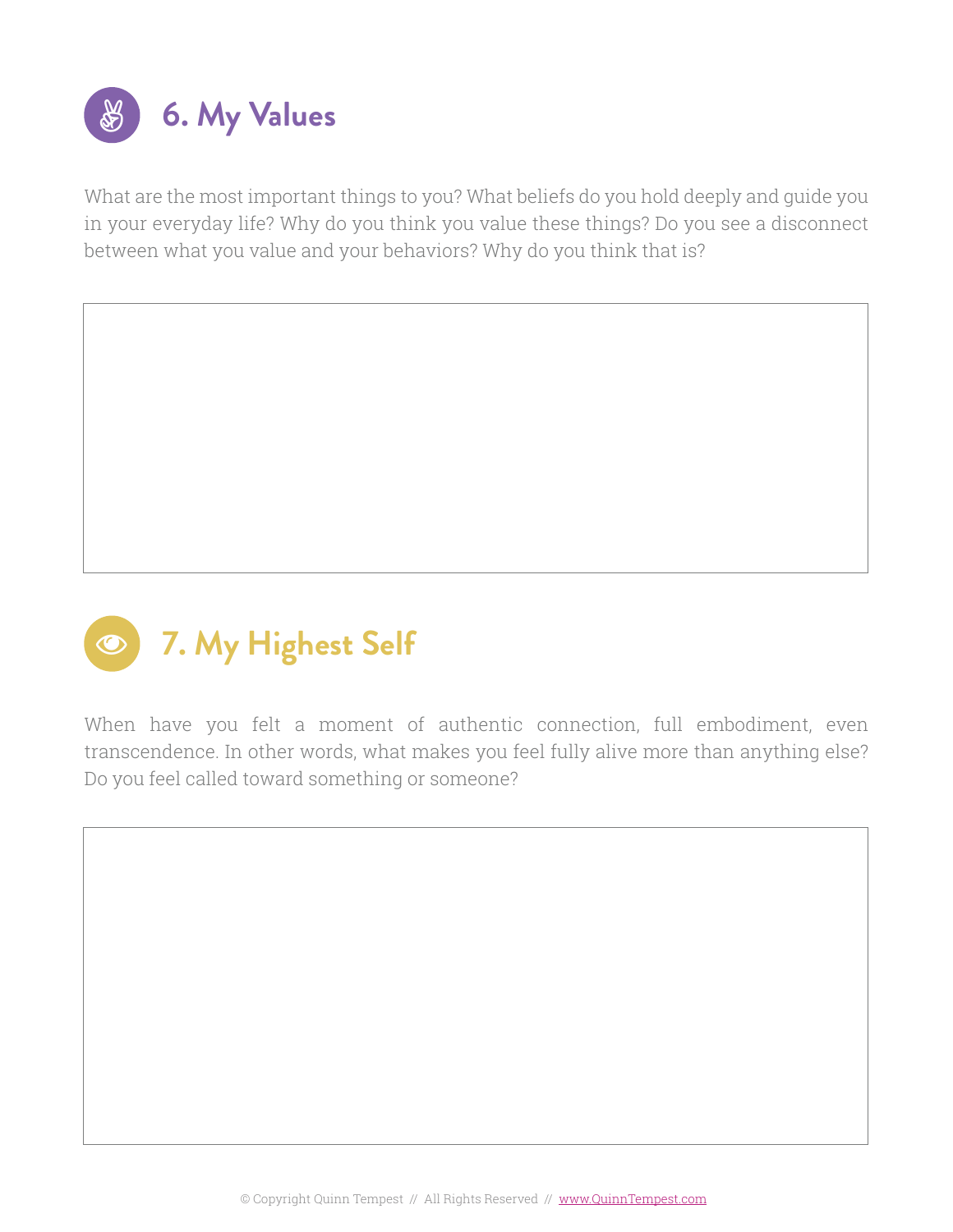## 6. My Values

What are the most important things to you? What beliefs do you hold deeply and guide you in your everyday life? Why do you think you value these things? Do you see a disconnect between what you value and your behaviors? Why do you think that is?

## 7. My Highest Self

When have you felt a moment of authentic connection, full embodiment, even transcendence. In other words, what makes you feel fully alive more than anything else? Do you feel called toward something or someone?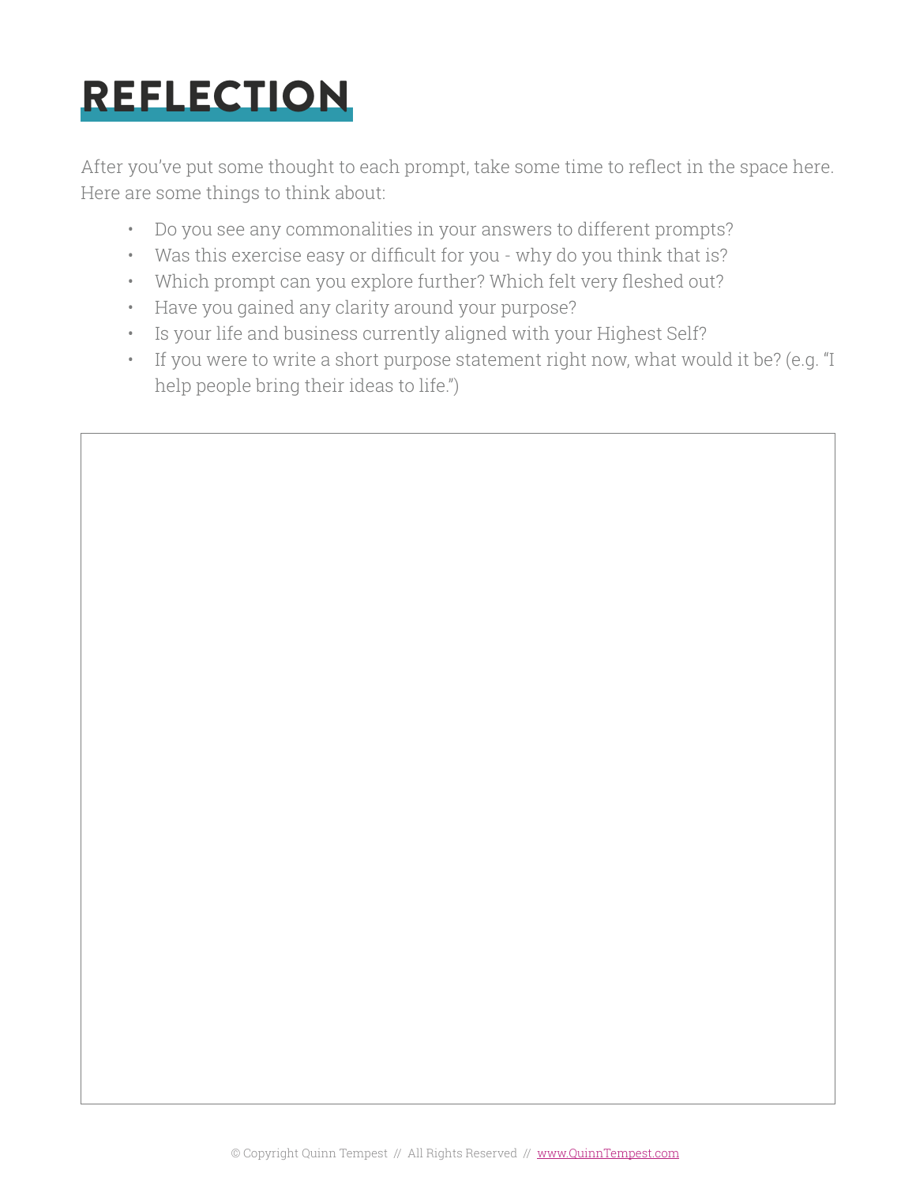# REFLECTION

After you've put some thought to each prompt, take some time to reflect in the space here. Here are some things to think about:

- Do you see any commonalities in your answers to different prompts?
- Was this exercise easy or difficult for you - why do you think that is?
- Which prompt can you explore further? Which felt very fleshed out?
- Have you gained any clarity around your purpose?
- Is your life and business currently aligned with your Highest Self?
- If you were to write a short purpose statement right now, what would it be? (e.g. "I help people bring their ideas to life.")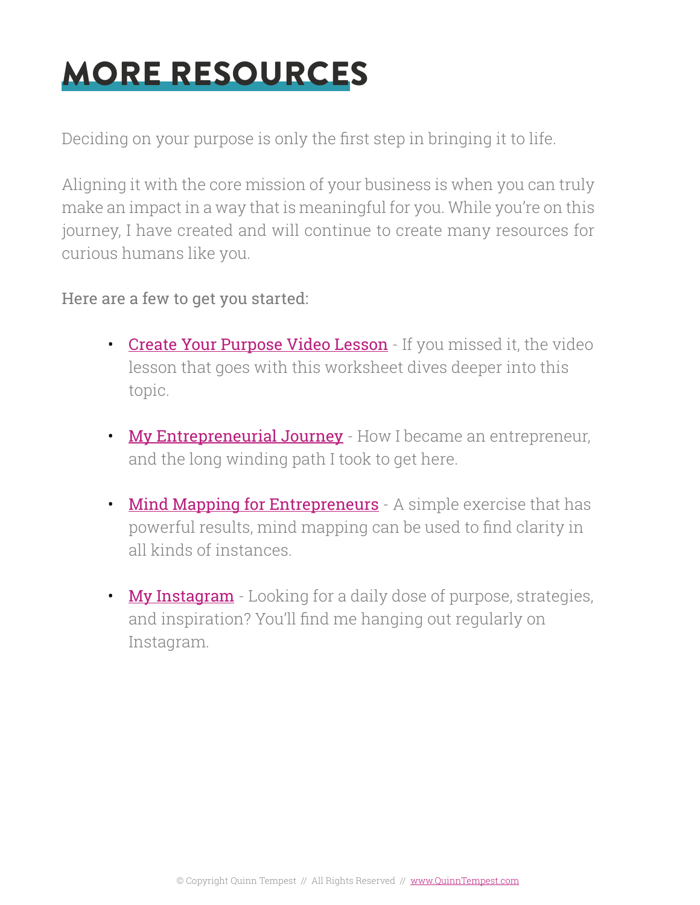# MORE RESOURCES

Deciding on your purpose is only the first step in bringing it to life.

Aligning it with the core mission of your business is when you can truly make an impact in a way that is meaningful for you. While you're on this journey, I have created and will continue to create many resources for curious humans like you.

Here are a few to get you started:

- Create Your Purpose Video Lesson - If you missed it, the video lesson that goes with this worksheet dives deeper into this topic.
- My Entrepreneurial Journey - How I became an entrepreneur, and the long winding path I took to get here.
- Mind Mapping for Entrepreneurs - A simple exercise that has powerful results, mind mapping can be used to find clarity in all kinds of instances.
- My Instagram - Looking for a daily dose of purpose, strategies, and inspiration? You'll find me hanging out regularly on Instagram.

© Copyright Quinn Tempest // All Rights Reserved // www.QuinnTempest.com